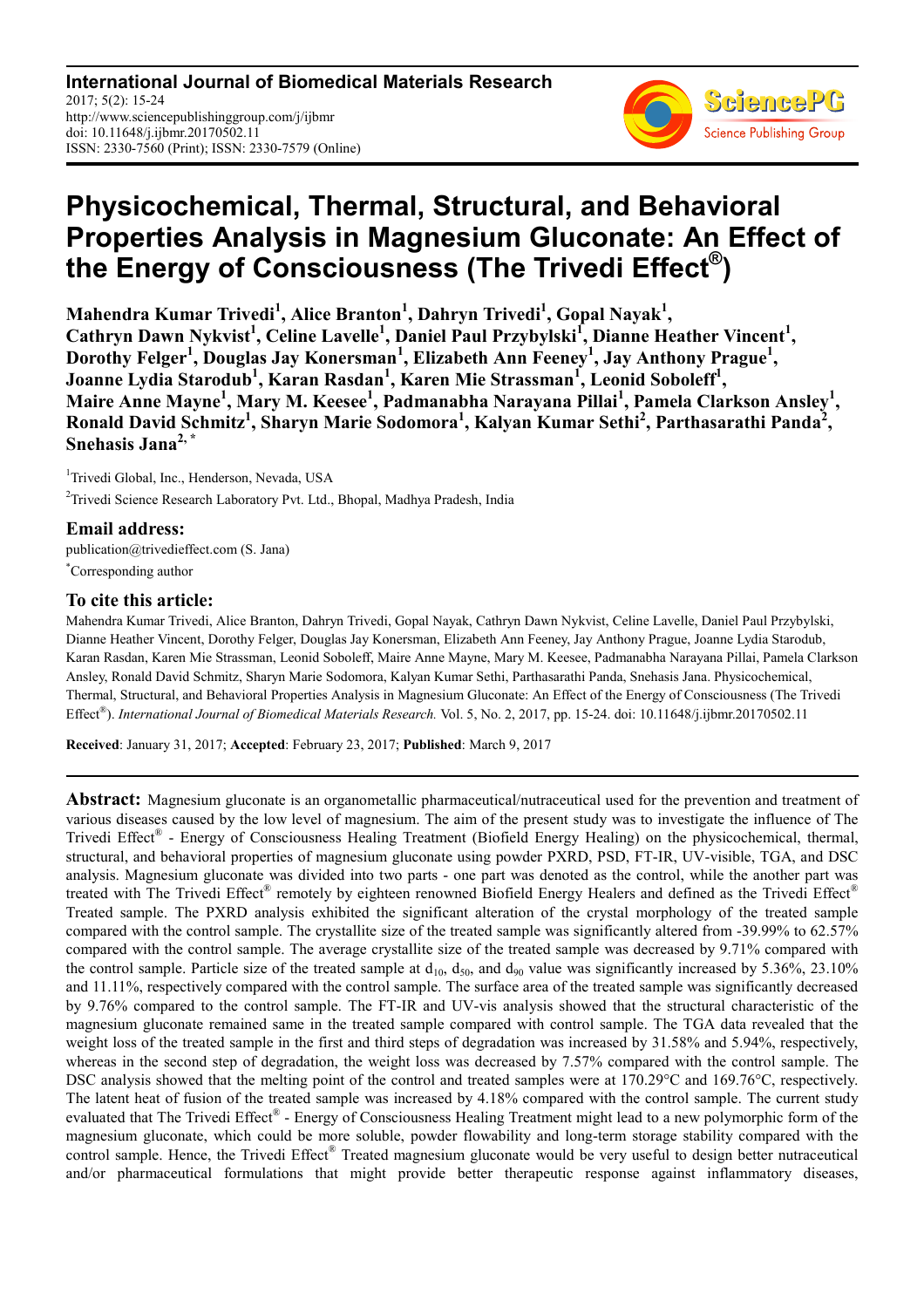**International Journal of Biomedical Materials Research**
2017; 5(2): 15-24
http://www.sciencepublishinggroup.com/j/ijbmr
doi: 10.11648/j.ijbmr.20170502.11
ISSN: 2330-7560 (Print); ISSN: 2330-7579 (Online)

# Physicochemical, Thermal, Structural, and Behavioral Properties Analysis in Magnesium Gluconate: An Effect of the Energy of Consciousness (The Trivedi Effect®)

**Mahendra Kumar Trivedi[1], Alice Branton[1], Dahryn Trivedi[1], Gopal Nayak[1], Cathryn Dawn Nykvist[1], Celine Lavelle[1], Daniel Paul Przybylski[1], Dianne Heather Vincent[1], Dorothy Felger[1], Douglas Jay Konersman[1], Elizabeth Ann Feeney[1], Jay Anthony Prague[1], Joanne Lydia Starodub[1], Karan Rasdan[1], Karen Mie Strassman[1], Leonid Soboleff[1], Maire Anne Mayne[1], Mary M. Keesee[1], Padmanabha Narayana Pillai[1], Pamela Clarkson Ansley[1], Ronald David Schmitz[1], Sharyn Marie Sodomora[1], Kalyan Kumar Sethi[2], Parthasarathi Panda[2], Snehasis Jana[2, *]**

[1]Trivedi Global, Inc., Henderson, Nevada, USA

[2]Trivedi Science Research Laboratory Pvt. Ltd., Bhopal, Madhya Pradesh, India

## Email address:

publication@trivedieffect.com (S. Jana)

[*]Corresponding author

## To cite this article:

Mahendra Kumar Trivedi, Alice Branton, Dahryn Trivedi, Gopal Nayak, Cathryn Dawn Nykvist, Celine Lavelle, Daniel Paul Przybylski, Dianne Heather Vincent, Dorothy Felger, Douglas Jay Konersman, Elizabeth Ann Feeney, Jay Anthony Prague, Joanne Lydia Starodub, Karan Rasdan, Karen Mie Strassman, Leonid Soboleff, Maire Anne Mayne, Mary M. Keesee, Padmanabha Narayana Pillai, Pamela Clarkson Ansley, Ronald David Schmitz, Sharyn Marie Sodomora, Kalyan Kumar Sethi, Parthasarathi Panda, Snehasis Jana. Physicochemical, Thermal, Structural, and Behavioral Properties Analysis in Magnesium Gluconate: An Effect of the Energy of Consciousness (The Trivedi Effect®). *International Journal of Biomedical Materials Research.* Vol. 5, No. 2, 2017, pp. 15-24. doi: 10.11648/j.ijbmr.20170502.11

**Received**: January 31, 2017; **Accepted**: February 23, 2017; **Published**: March 9, 2017

---

**Abstract:** Magnesium gluconate is an organometallic pharmaceutical/nutraceutical used for the prevention and treatment of various diseases caused by the low level of magnesium. The aim of the present study was to investigate the influence of The Trivedi Effect® - Energy of Consciousness Healing Treatment (Biofield Energy Healing) on the physicochemical, thermal, structural, and behavioral properties of magnesium gluconate using powder PXRD, PSD, FT-IR, UV-visible, TGA, and DSC analysis. Magnesium gluconate was divided into two parts - one part was denoted as the control, while the another part was treated with The Trivedi Effect® remotely by eighteen renowned Biofield Energy Healers and defined as the Trivedi Effect® Treated sample. The PXRD analysis exhibited the significant alteration of the crystal morphology of the treated sample compared with the control sample. The crystallite size of the treated sample was significantly altered from -39.99% to 62.57% compared with the control sample. The average crystallite size of the treated sample was decreased by 9.71% compared with the control sample. Particle size of the treated sample at $d_{10}$, $d_{50}$, and $d_{90}$ value was significantly increased by 5.36%, 23.10% and 11.11%, respectively compared with the control sample. The surface area of the treated sample was significantly decreased by 9.76% compared to the control sample. The FT-IR and UV-vis analysis showed that the structural characteristic of the magnesium gluconate remained same in the treated sample compared with control sample. The TGA data revealed that the weight loss of the treated sample in the first and third steps of degradation was increased by 31.58% and 5.94%, respectively, whereas in the second step of degradation, the weight loss was decreased by 7.57% compared with the control sample. The DSC analysis showed that the melting point of the control and treated samples were at 170.29°C and 169.76°C, respectively. The latent heat of fusion of the treated sample was increased by 4.18% compared with the control sample. The current study evaluated that The Trivedi Effect® - Energy of Consciousness Healing Treatment might lead to a new polymorphic form of the magnesium gluconate, which could be more soluble, powder flowability and long-term storage stability compared with the control sample. Hence, the Trivedi Effect® Treated magnesium gluconate would be very useful to design better nutraceutical and/or pharmaceutical formulations that might provide better therapeutic response against inflammatory diseases,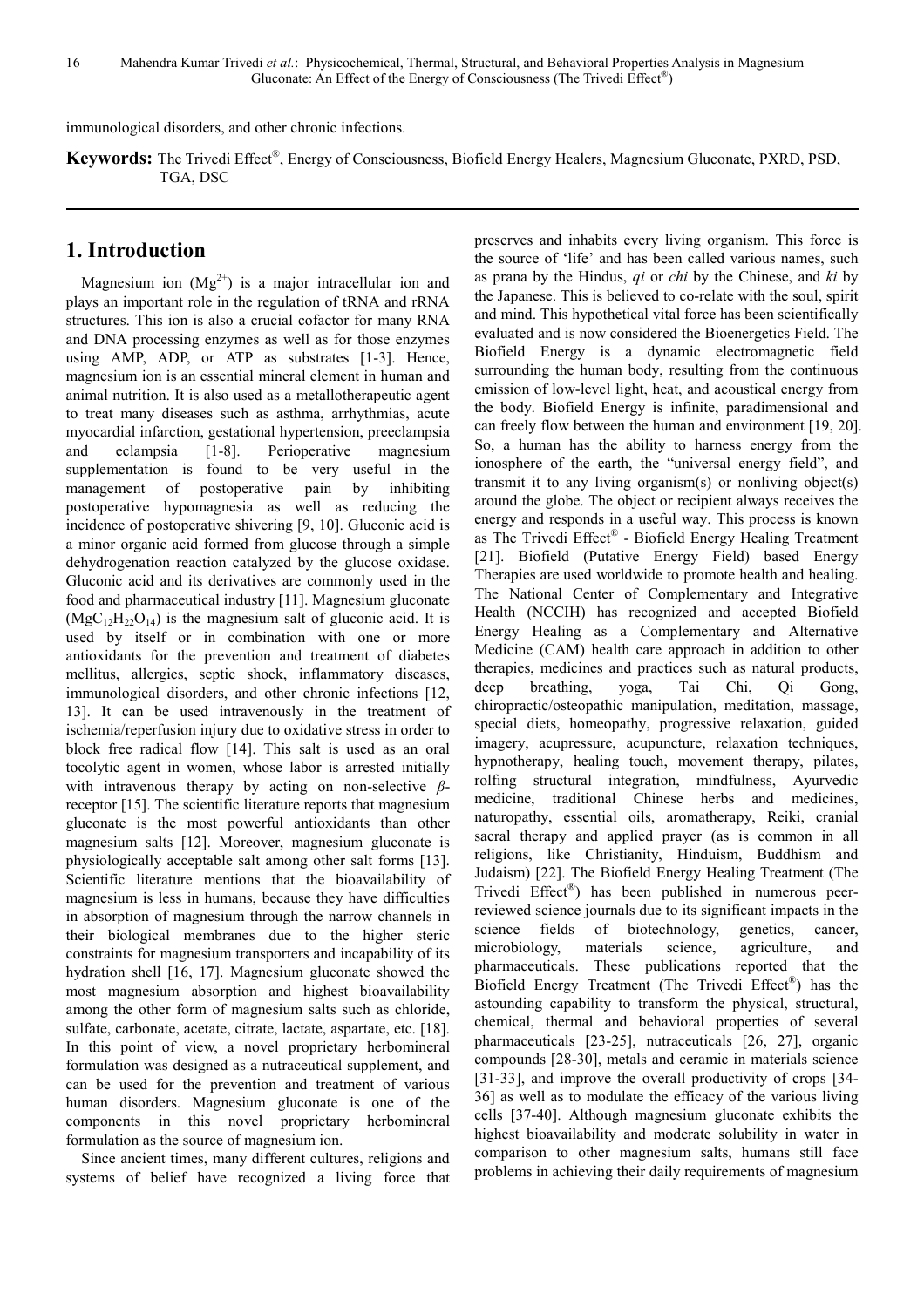immunological disorders, and other chronic infections.

**Keywords:** The Trivedi Effect®, Energy of Consciousness, Biofield Energy Healers, Magnesium Gluconate, PXRD, PSD, TGA, DSC

## 1. Introduction

Magnesium ion ($Mg^{2+}$) is a major intracellular ion and plays an important role in the regulation of tRNA and rRNA structures. This ion is also a crucial cofactor for many RNA and DNA processing enzymes as well as for those enzymes using AMP, ADP, or ATP as substrates [1-3]. Hence, magnesium ion is an essential mineral element in human and animal nutrition. It is also used as a metallotherapeutic agent to treat many diseases such as asthma, arrhythmias, acute myocardial infarction, gestational hypertension, preeclampsia and eclampsia [1-8]. Perioperative magnesium supplementation is found to be very useful in the management of postoperative pain by inhibiting postoperative hypomagnesia as well as reducing the incidence of postoperative shivering [9, 10]. Gluconic acid is a minor organic acid formed from glucose through a simple dehydrogenation reaction catalyzed by the glucose oxidase. Gluconic acid and its derivatives are commonly used in the food and pharmaceutical industry [11]. Magnesium gluconate ($MgC_{12}H_{22}O_{14}$) is the magnesium salt of gluconic acid. It is used by itself or in combination with one or more antioxidants for the prevention and treatment of diabetes mellitus, allergies, septic shock, inflammatory diseases, immunological disorders, and other chronic infections [12, 13]. It can be used intravenously in the treatment of ischemia/reperfusion injury due to oxidative stress in order to block free radical flow [14]. This salt is used as an oral tocolytic agent in women, whose labor is arrested initially with intravenous therapy by acting on non-selective *β*-receptor [15]. The scientific literature reports that magnesium gluconate is the most powerful antioxidants than other magnesium salts [12]. Moreover, magnesium gluconate is physiologically acceptable salt among other salt forms [13]. Scientific literature mentions that the bioavailability of magnesium is less in humans, because they have difficulties in absorption of magnesium through the narrow channels in their biological membranes due to the higher steric constraints for magnesium transporters and incapability of its hydration shell [16, 17]. Magnesium gluconate showed the most magnesium absorption and highest bioavailability among the other form of magnesium salts such as chloride, sulfate, carbonate, acetate, citrate, lactate, aspartate, etc. [18]. In this point of view, a novel proprietary herbomineral formulation was designed as a nutraceutical supplement, and can be used for the prevention and treatment of various human disorders. Magnesium gluconate is one of the components in this novel proprietary herbomineral formulation as the source of magnesium ion.

Since ancient times, many different cultures, religions and systems of belief have recognized a living force that preserves and inhabits every living organism. This force is the source of 'life' and has been called various names, such as prana by the Hindus, *qi* or *chi* by the Chinese, and *ki* by the Japanese. This is believed to co-relate with the soul, spirit and mind. This hypothetical vital force has been scientifically evaluated and is now considered the Bioenergetics Field. The Biofield Energy is a dynamic electromagnetic field surrounding the human body, resulting from the continuous emission of low-level light, heat, and acoustical energy from the body. Biofield Energy is infinite, paradimensional and can freely flow between the human and environment [19, 20]. So, a human has the ability to harness energy from the ionosphere of the earth, the "universal energy field", and transmit it to any living organism(s) or nonliving object(s) around the globe. The object or recipient always receives the energy and responds in a useful way. This process is known as The Trivedi Effect® - Biofield Energy Healing Treatment [21]. Biofield (Putative Energy Field) based Energy Therapies are used worldwide to promote health and healing. The National Center of Complementary and Integrative Health (NCCIH) has recognized and accepted Biofield Energy Healing as a Complementary and Alternative Medicine (CAM) health care approach in addition to other therapies, medicines and practices such as natural products, deep breathing, yoga, Tai Chi, Qi Gong, chiropractic/osteopathic manipulation, meditation, massage, special diets, homeopathy, progressive relaxation, guided imagery, acupressure, acupuncture, relaxation techniques, hypnotherapy, healing touch, movement therapy, pilates, rolfing structural integration, mindfulness, Ayurvedic medicine, traditional Chinese herbs and medicines, naturopathy, essential oils, aromatherapy, Reiki, cranial sacral therapy and applied prayer (as is common in all religions, like Christianity, Hinduism, Buddhism and Judaism) [22]. The Biofield Energy Healing Treatment (The Trivedi Effect®) has been published in numerous peer-reviewed science journals due to its significant impacts in the science fields of biotechnology, genetics, cancer, microbiology, materials science, agriculture, and pharmaceuticals. These publications reported that the Biofield Energy Treatment (The Trivedi Effect®) has the astounding capability to transform the physical, structural, chemical, thermal and behavioral properties of several pharmaceuticals [23-25], nutraceuticals [26, 27], organic compounds [28-30], metals and ceramic in materials science [31-33], and improve the overall productivity of crops [34-36] as well as to modulate the efficacy of the various living cells [37-40]. Although magnesium gluconate exhibits the highest bioavailability and moderate solubility in water in comparison to other magnesium salts, humans still face problems in achieving their daily requirements of magnesium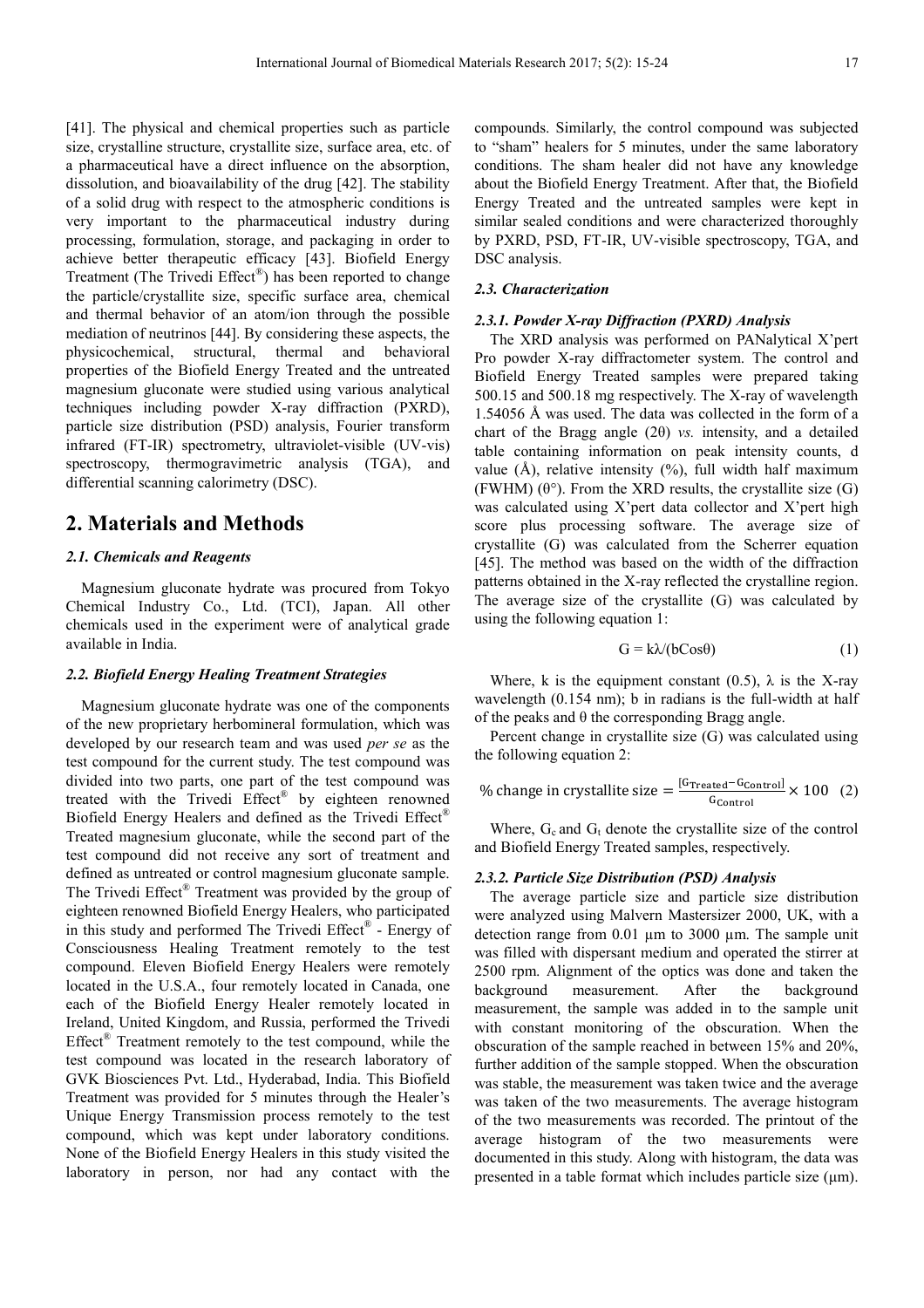[41]. The physical and chemical properties such as particle size, crystalline structure, crystallite size, surface area, etc. of a pharmaceutical have a direct influence on the absorption, dissolution, and bioavailability of the drug [42]. The stability of a solid drug with respect to the atmospheric conditions is very important to the pharmaceutical industry during processing, formulation, storage, and packaging in order to achieve better therapeutic efficacy [43]. Biofield Energy Treatment (The Trivedi Effect®) has been reported to change the particle/crystallite size, specific surface area, chemical and thermal behavior of an atom/ion through the possible mediation of neutrinos [44]. By considering these aspects, the physicochemical, structural, thermal and behavioral properties of the Biofield Energy Treated and the untreated magnesium gluconate were studied using various analytical techniques including powder X-ray diffraction (PXRD), particle size distribution (PSD) analysis, Fourier transform infrared (FT-IR) spectrometry, ultraviolet-visible (UV-vis) spectroscopy, thermogravimetric analysis (TGA), and differential scanning calorimetry (DSC).

## 2. Materials and Methods

### 2.1. Chemicals and Reagents

Magnesium gluconate hydrate was procured from Tokyo Chemical Industry Co., Ltd. (TCI), Japan. All other chemicals used in the experiment were of analytical grade available in India.

### 2.2. Biofield Energy Healing Treatment Strategies

Magnesium gluconate hydrate was one of the components of the new proprietary herbomineral formulation, which was developed by our research team and was used *per se* as the test compound for the current study. The test compound was divided into two parts, one part of the test compound was treated with the Trivedi Effect® by eighteen renowned Biofield Energy Healers and defined as the Trivedi Effect® Treated magnesium gluconate, while the second part of the test compound did not receive any sort of treatment and defined as untreated or control magnesium gluconate sample. The Trivedi Effect® Treatment was provided by the group of eighteen renowned Biofield Energy Healers, who participated in this study and performed The Trivedi Effect® - Energy of Consciousness Healing Treatment remotely to the test compound. Eleven Biofield Energy Healers were remotely located in the U.S.A., four remotely located in Canada, one each of the Biofield Energy Healer remotely located in Ireland, United Kingdom, and Russia, performed the Trivedi Effect® Treatment remotely to the test compound, while the test compound was located in the research laboratory of GVK Biosciences Pvt. Ltd., Hyderabad, India. This Biofield Treatment was provided for 5 minutes through the Healer's Unique Energy Transmission process remotely to the test compound, which was kept under laboratory conditions. None of the Biofield Energy Healers in this study visited the laboratory in person, nor had any contact with the compounds. Similarly, the control compound was subjected to "sham" healers for 5 minutes, under the same laboratory conditions. The sham healer did not have any knowledge about the Biofield Energy Treatment. After that, the Biofield Energy Treated and the untreated samples were kept in similar sealed conditions and were characterized thoroughly by PXRD, PSD, FT-IR, UV-visible spectroscopy, TGA, and DSC analysis.

### 2.3. Characterization

#### 2.3.1. Powder X-ray Diffraction (PXRD) Analysis

The XRD analysis was performed on PANalytical X'pert Pro powder X-ray diffractometer system. The control and Biofield Energy Treated samples were prepared taking 500.15 and 500.18 mg respectively. The X-ray of wavelength 1.54056 Å was used. The data was collected in the form of a chart of the Bragg angle (2θ) *vs.* intensity, and a detailed table containing information on peak intensity counts, d value (Å), relative intensity (%), full width half maximum (FWHM) (θ°). From the XRD results, the crystallite size (G) was calculated using X'pert data collector and X'pert high score plus processing software. The average size of crystallite (G) was calculated from the Scherrer equation [45]. The method was based on the width of the diffraction patterns obtained in the X-ray reflected the crystalline region. The average size of the crystallite (G) was calculated by using the following equation 1:

$$G = k\lambda/(b\cos\theta) \quad (1)$$

Where, k is the equipment constant (0.5), λ is the X-ray wavelength (0.154 nm); b in radians is the full-width at half of the peaks and θ the corresponding Bragg angle.

Percent change in crystallite size (G) was calculated using the following equation 2:

$$\% \text{ change in crystallite size} = \frac{[G_{\text{Treated}} - G_{\text{Control}}]}{G_{\text{Control}}} \times 100 \quad (2)$$

Where, $G_c$ and $G_t$ denote the crystallite size of the control and Biofield Energy Treated samples, respectively.

#### 2.3.2. Particle Size Distribution (PSD) Analysis

The average particle size and particle size distribution were analyzed using Malvern Mastersizer 2000, UK, with a detection range from 0.01 µm to 3000 µm. The sample unit was filled with dispersant medium and operated the stirrer at 2500 rpm. Alignment of the optics was done and taken the background measurement. After the background measurement, the sample was added in to the sample unit with constant monitoring of the obscuration. When the obscuration of the sample reached in between 15% and 20%, further addition of the sample stopped. When the obscuration was stable, the measurement was taken twice and the average was taken of the two measurements. The average histogram of the two measurements was recorded. The printout of the average histogram of the two measurements were documented in this study. Along with histogram, the data was presented in a table format which includes particle size (µm).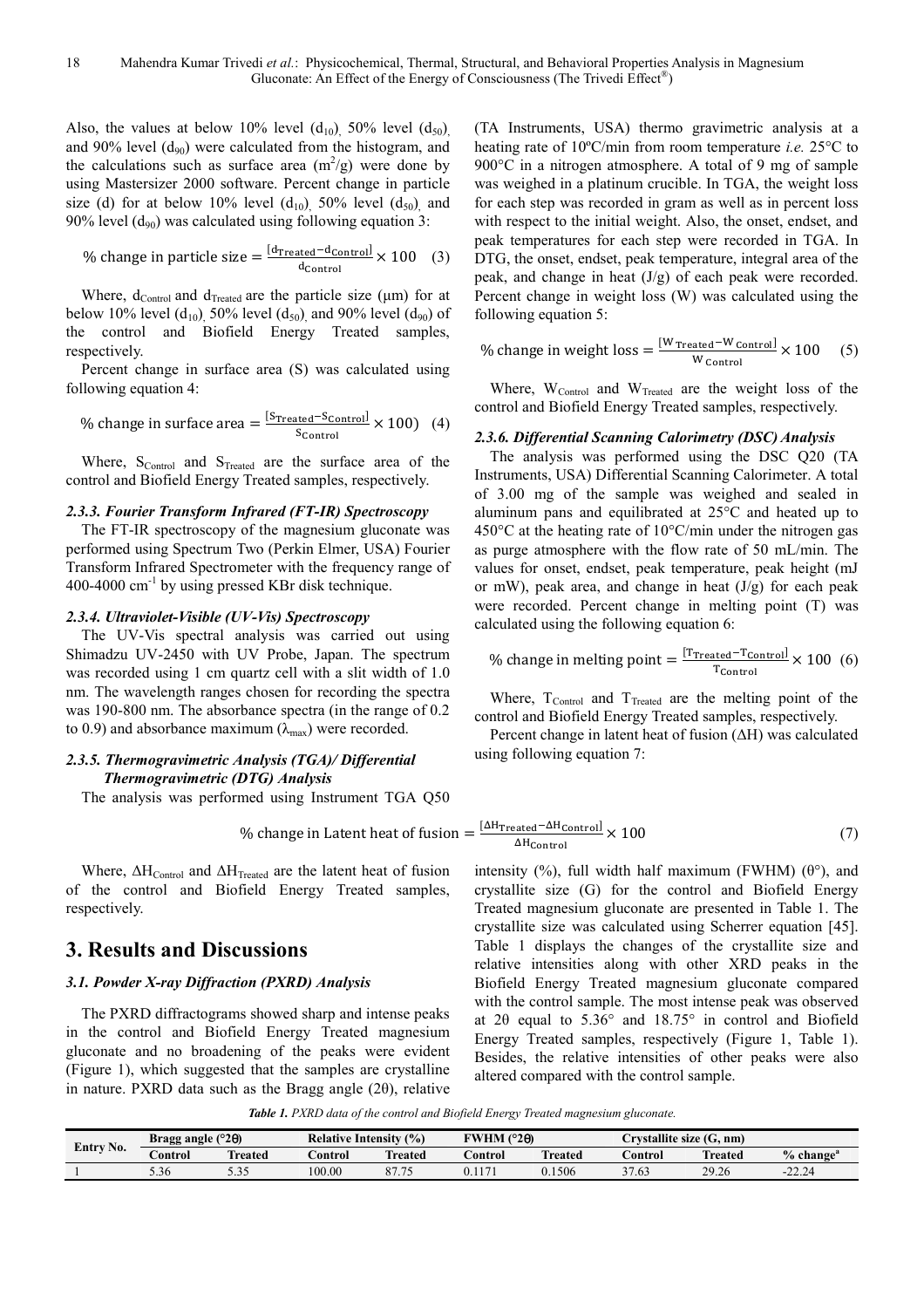Also, the values at below 10% level ($d_{10}$), 50% level ($d_{50}$), and 90% level ($d_{90}$) were calculated from the histogram, and the calculations such as surface area ($m^2/g$) were done by using Mastersizer 2000 software. Percent change in particle size (d) for at below 10% level ($d_{10}$), 50% level ($d_{50}$), and 90% level ($d_{90}$) was calculated using following equation 3:

$$\% \text{ change in particle size} = \frac{[d_{Treated} - d_{Control}]}{d_{Control}} \times 100 \quad (3)$$

Where, $d_{Control}$ and $d_{Treated}$ are the particle size (μm) for at below 10% level ($d_{10}$), 50% level ($d_{50}$), and 90% level ($d_{90}$) of the control and Biofield Energy Treated samples, respectively.

Percent change in surface area (S) was calculated using following equation 4:

$$\% \text{ change in surface area} = \frac{[S_{Treated} - S_{Control}]}{S_{Control}} \times 100) \quad (4)$$

Where, $S_{Control}$ and $S_{Treated}$ are the surface area of the control and Biofield Energy Treated samples, respectively.

### *2.3.3. Fourier Transform Infrared (FT-IR) Spectroscopy*

The FT-IR spectroscopy of the magnesium gluconate was performed using Spectrum Two (Perkin Elmer, USA) Fourier Transform Infrared Spectrometer with the frequency range of 400-4000 $cm^{-1}$ by using pressed KBr disk technique.

### *2.3.4. Ultraviolet-Visible (UV-Vis) Spectroscopy*

The UV-Vis spectral analysis was carried out using Shimadzu UV-2450 with UV Probe, Japan. The spectrum was recorded using 1 cm quartz cell with a slit width of 1.0 nm. The wavelength ranges chosen for recording the spectra was 190-800 nm. The absorbance spectra (in the range of 0.2 to 0.9) and absorbance maximum ($\lambda_{max}$) were recorded.

### *2.3.5. Thermogravimetric Analysis (TGA)/ Differential Thermogravimetric (DTG) Analysis*

The analysis was performed using Instrument TGA Q50 (TA Instruments, USA) thermo gravimetric analysis at a heating rate of 10ºC/min from room temperature *i.e.* 25°C to 900°C in a nitrogen atmosphere. A total of 9 mg of sample was weighed in a platinum crucible. In TGA, the weight loss for each step was recorded in gram as well as in percent loss with respect to the initial weight. Also, the onset, endset, and peak temperatures for each step were recorded in TGA. In DTG, the onset, endset, peak temperature, integral area of the peak, and change in heat (J/g) of each peak were recorded. Percent change in weight loss (W) was calculated using the following equation 5:

$$\% \text{ change in weight loss} = \frac{[W_{Treated} - W_{Control}]}{W_{Control}} \times 100 \quad (5)$$

Where, $W_{Control}$ and $W_{Treated}$ are the weight loss of the control and Biofield Energy Treated samples, respectively.

### *2.3.6. Differential Scanning Calorimetry (DSC) Analysis*

The analysis was performed using the DSC Q20 (TA Instruments, USA) Differential Scanning Calorimeter. A total of 3.00 mg of the sample was weighed and sealed in aluminum pans and equilibrated at 25°C and heated up to 450°C at the heating rate of 10°C/min under the nitrogen gas as purge atmosphere with the flow rate of 50 mL/min. The values for onset, endset, peak temperature, peak height (mJ or mW), peak area, and change in heat (J/g) for each peak were recorded. Percent change in melting point (T) was calculated using the following equation 6:

$$\% \text{ change in melting point} = \frac{[T_{Treated} - T_{Control}]}{T_{Control}} \times 100 \quad (6)$$

Where, $T_{Control}$ and $T_{Treated}$ are the melting point of the control and Biofield Energy Treated samples, respectively.

Percent change in latent heat of fusion (ΔH) was calculated using following equation 7:

$$\% \text{ change in Latent heat of fusion} = \frac{[\Delta H_{Treated} - \Delta H_{Control}]}{\Delta H_{Control}} \times 100 \quad (7)$$

Where, $\Delta H_{Control}$ and $\Delta H_{Treated}$ are the latent heat of fusion of the control and Biofield Energy Treated samples, respectively.

## 3. Results and Discussions

### *3.1. Powder X-ray Diffraction (PXRD) Analysis*

The PXRD diffractograms showed sharp and intense peaks in the control and Biofield Energy Treated magnesium gluconate and no broadening of the peaks were evident (Figure 1), which suggested that the samples are crystalline in nature. PXRD data such as the Bragg angle (2θ), relative intensity (%), full width half maximum (FWHM) (θ°), and crystallite size (G) for the control and Biofield Energy Treated magnesium gluconate are presented in Table 1. The crystallite size was calculated using Scherrer equation [45]. Table 1 displays the changes of the crystallite size and relative intensities along with other XRD peaks in the Biofield Energy Treated magnesium gluconate compared with the control sample. The most intense peak was observed at 2θ equal to 5.36° and 18.75° in control and Biofield Energy Treated samples, respectively (Figure 1, Table 1). Besides, the relative intensities of other peaks were also altered compared with the control sample.

*Table 1. PXRD data of the control and Biofield Energy Treated magnesium gluconate.*

| Entry No. | Bragg angle (°2θ) | | Relative Intensity (%) | | FWHM (°2θ) | | Crystallite size (G, nm) | | |
|---|---|---|---|---|---|---|---|---|---|
| | Control | Treated | Control | Treated | Control | Treated | Control | Treated | % change[a] |
| 1 | 5.36 | 5.35 | 100.00 | 87.75 | 0.1171 | 0.1506 | 37.63 | 29.26 | -22.24 |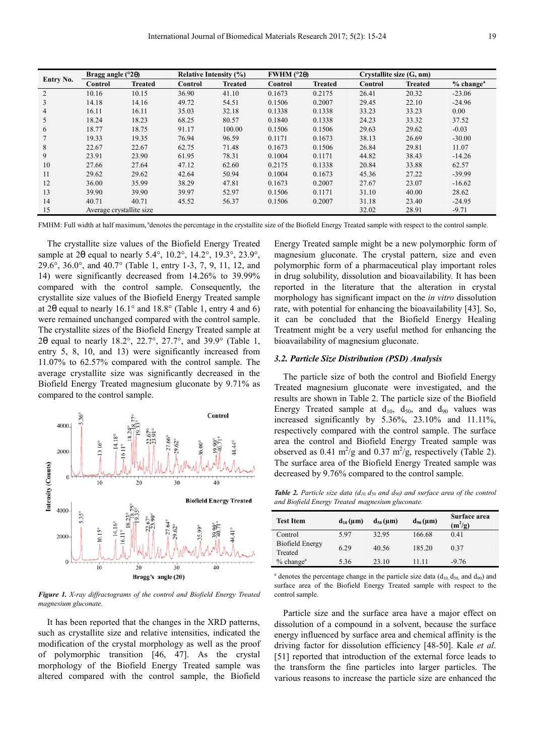| Entry No. | Bragg angle (°2θ) | | Relative Intensity (%) | | FWHM (°2θ) | | Crystallite size (G, nm) | | |
|---|---|---|---|---|---|---|---|---|---|
| | Control | Treated | Control | Treated | Control | Treated | Control | Treated | % change[a] |
| 2 | 10.16 | 10.15 | 36.90 | 41.10 | 0.1673 | 0.2175 | 26.41 | 20.32 | -23.06 |
| 3 | 14.18 | 14.16 | 49.72 | 54.51 | 0.1506 | 0.2007 | 29.45 | 22.10 | -24.96 |
| 4 | 16.11 | 16.11 | 35.03 | 32.18 | 0.1338 | 0.1338 | 33.23 | 33.23 | 0.00 |
| 5 | 18.24 | 18.23 | 68.25 | 80.57 | 0.1840 | 0.1338 | 24.23 | 33.32 | 37.52 |
| 6 | 18.77 | 18.75 | 91.17 | 100.00 | 0.1506 | 0.1506 | 29.63 | 29.62 | -0.03 |
| 7 | 19.33 | 19.35 | 76.94 | 96.59 | 0.1171 | 0.1673 | 38.13 | 26.69 | -30.00 |
| 8 | 22.67 | 22.67 | 62.75 | 71.48 | 0.1673 | 0.1506 | 26.84 | 29.81 | 11.07 |
| 9 | 23.91 | 23.90 | 61.95 | 78.31 | 0.1004 | 0.1171 | 44.82 | 38.43 | -14.26 |
| 10 | 27.66 | 27.64 | 47.12 | 62.60 | 0.2175 | 0.1338 | 20.84 | 33.88 | 62.57 |
| 11 | 29.62 | 29.62 | 42.64 | 50.94 | 0.1004 | 0.1673 | 45.36 | 27.22 | -39.99 |
| 12 | 36.00 | 35.99 | 38.29 | 47.81 | 0.1673 | 0.2007 | 27.67 | 23.07 | -16.62 |
| 13 | 39.90 | 39.90 | 39.97 | 52.97 | 0.1506 | 0.1171 | 31.10 | 40.00 | 28.62 |
| 14 | 40.71 | 40.71 | 45.52 | 56.37 | 0.1506 | 0.2007 | 31.18 | 23.40 | -24.95 |
| 15 | Average crystallite size | | | | | | 32.02 | 28.91 | -9.71 |

FMHM: Full width at half maximum, [a]denotes the percentage in the crystallite size of the Biofield Energy Treated sample with respect to the control sample.

The crystallite size values of the Biofield Energy Treated sample at 2θ equal to nearly 5.4°, 10.2°, 14.2°, 19.3°, 23.9°, 29.6°, 36.0°, and 40.7° (Table 1, entry 1-3, 7, 9, 11, 12, and 14) were significantly decreased from 14.26% to 39.99% compared with the control sample. Consequently, the crystallite size values of the Biofield Energy Treated sample at 2θ equal to nearly 16.1° and 18.8° (Table 1, entry 4 and 6) were remained unchanged compared with the control sample. The crystallite sizes of the Biofield Energy Treated sample at 2θ equal to nearly 18.2°, 22.7°, 27.7°, and 39.9° (Table 1, entry 5, 8, 10, and 13) were significantly increased from 11.07% to 62.57% compared with the control sample. The average crystallite size was significantly decreased in the Biofield Energy Treated magnesium gluconate by 9.71% as compared to the control sample.

*Figure 1. X-ray diffractograms of the control and Biofield Energy Treated magnesium gluconate.*

It has been reported that the changes in the XRD patterns, such as crystallite size and relative intensities, indicated the modification of the crystal morphology as well as the proof of polymorphic transition [46, 47]. As the crystal morphology of the Biofield Energy Treated sample was altered compared with the control sample, the Biofield Energy Treated sample might be a new polymorphic form of magnesium gluconate. The crystal pattern, size and even polymorphic form of a pharmaceutical play important roles in drug solubility, dissolution and bioavailability. It has been reported in the literature that the alteration in crystal morphology has significant impact on the *in vitro* dissolution rate, with potential for enhancing the bioavailability [43]. So, it can be concluded that the Biofield Energy Healing Treatment might be a very useful method for enhancing the bioavailability of magnesium gluconate.

### 3.2. Particle Size Distribution (PSD) Analysis

The particle size of both the control and Biofield Energy Treated magnesium gluconate were investigated, and the results are shown in Table 2. The particle size of the Biofield Energy Treated sample at $d_{10}$, $d_{50}$, and $d_{90}$ values was increased significantly by 5.36%, 23.10% and 11.11%, respectively compared with the control sample. The surface area the control and Biofield Energy Treated sample was observed as 0.41 $m^2/g$ and 0.37 $m^2/g$, respectively (Table 2). The surface area of the Biofield Energy Treated sample was decreased by 9.76% compared to the control sample.

*Table 2. Particle size data ($d_{10}$, $d_{50}$ and $d_{90}$) and surface area of the control and Biofield Energy Treated magnesium gluconate.*

| Test Item | $d_{10}$ (μm) | $d_{50}$ (μm) | $d_{90}$ (μm) | Surface area ($m^2/g$) |
|---|---|---|---|---|
| Control | 5.97 | 32.95 | 166.68 | 0.41 |
| Biofield Energy Treated | 6.29 | 40.56 | 185.20 | 0.37 |
| % change[a] | 5.36 | 23.10 | 11.11 | -9.76 |

[a] denotes the percentage change in the particle size data ($d_{10}$, $d_{50}$, and $d_{90}$) and surface area of the Biofield Energy Treated sample with respect to the control sample.

Particle size and the surface area have a major effect on dissolution of a compound in a solvent, because the surface energy influenced by surface area and chemical affinity is the driving factor for dissolution efficiency [48-50]. Kale *et al.* [51] reported that introduction of the external force leads to the transform the fine particles into larger particles. The various reasons to increase the particle size are enhanced the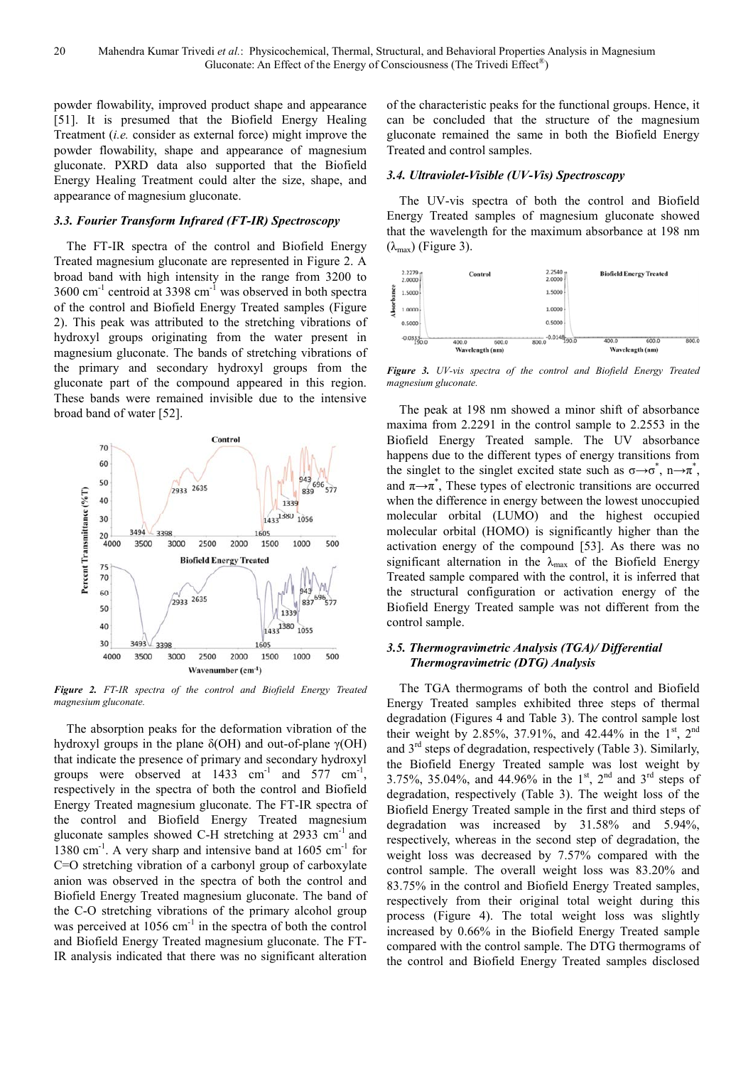powder flowability, improved product shape and appearance [51]. It is presumed that the Biofield Energy Healing Treatment (*i.e.* consider as external force) might improve the powder flowability, shape and appearance of magnesium gluconate. PXRD data also supported that the Biofield Energy Healing Treatment could alter the size, shape, and appearance of magnesium gluconate.

### 3.3. Fourier Transform Infrared (FT-IR) Spectroscopy

The FT-IR spectra of the control and Biofield Energy Treated magnesium gluconate are represented in Figure 2. A broad band with high intensity in the range from 3200 to 3600 cm$^{-1}$ centroid at 3398 cm$^{-1}$ was observed in both spectra of the control and Biofield Energy Treated samples (Figure 2). This peak was attributed to the stretching vibrations of hydroxyl groups originating from the water present in magnesium gluconate. The bands of stretching vibrations of the primary and secondary hydroxyl groups from the gluconate part of the compound appeared in this region. These bands were remained invisible due to the intensive broad band of water [52].

*Figure 2. FT-IR spectra of the control and Biofield Energy Treated magnesium gluconate.*

The absorption peaks for the deformation vibration of the hydroxyl groups in the plane δ(OH) and out-of-plane γ(OH) that indicate the presence of primary and secondary hydroxyl groups were observed at 1433 cm$^{-1}$ and 577 cm$^{-1}$, respectively in the spectra of both the control and Biofield Energy Treated magnesium gluconate. The FT-IR spectra of the control and Biofield Energy Treated magnesium gluconate samples showed C-H stretching at 2933 cm$^{-1}$ and 1380 cm$^{-1}$. A very sharp and intensive band at 1605 cm$^{-1}$ for C=O stretching vibration of a carbonyl group of carboxylate anion was observed in the spectra of both the control and Biofield Energy Treated magnesium gluconate. The band of the C-O stretching vibrations of the primary alcohol group was perceived at 1056 cm$^{-1}$ in the spectra of both the control and Biofield Energy Treated magnesium gluconate. The FT-IR analysis indicated that there was no significant alteration of the characteristic peaks for the functional groups. Hence, it can be concluded that the structure of the magnesium gluconate remained the same in both the Biofield Energy Treated and control samples.

### 3.4. Ultraviolet-Visible (UV-Vis) Spectroscopy

The UV-vis spectra of both the control and Biofield Energy Treated samples of magnesium gluconate showed that the wavelength for the maximum absorbance at 198 nm ($\lambda_{max}$) (Figure 3).

*Figure 3. UV-vis spectra of the control and Biofield Energy Treated magnesium gluconate.*

The peak at 198 nm showed a minor shift of absorbance maxima from 2.2291 in the control sample to 2.2553 in the Biofield Energy Treated sample. The UV absorbance happens due to the different types of energy transitions from the singlet to the singlet excited state such as $\sigma \rightarrow \sigma^*$, $n \rightarrow \pi^*$, and $\pi \rightarrow \pi^*$, These types of electronic transitions are occurred when the difference in energy between the lowest unoccupied molecular orbital (LUMO) and the highest occupied molecular orbital (HOMO) is significantly higher than the activation energy of the compound [53]. As there was no significant alternation in the $\lambda_{max}$ of the Biofield Energy Treated sample compared with the control, it is inferred that the structural configuration or activation energy of the Biofield Energy Treated sample was not different from the control sample.

### 3.5. Thermogravimetric Analysis (TGA)/ Differential Thermogravimetric (DTG) Analysis

The TGA thermograms of both the control and Biofield Energy Treated samples exhibited three steps of thermal degradation (Figures 4 and Table 3). The control sample lost their weight by 2.85%, 37.91%, and 42.44% in the 1st, 2nd and 3rd steps of degradation, respectively (Table 3). Similarly, the Biofield Energy Treated sample was lost weight by 3.75%, 35.04%, and 44.96% in the 1st, 2nd and 3rd steps of degradation, respectively (Table 3). The weight loss of the Biofield Energy Treated sample in the first and third steps of degradation was increased by 31.58% and 5.94%, respectively, whereas in the second step of degradation, the weight loss was decreased by 7.57% compared with the control sample. The overall weight loss was 83.20% and 83.75% in the control and Biofield Energy Treated samples, respectively from their original total weight during this process (Figure 4). The total weight loss was slightly increased by 0.66% in the Biofield Energy Treated sample compared with the control sample. The DTG thermograms of the control and Biofield Energy Treated samples disclosed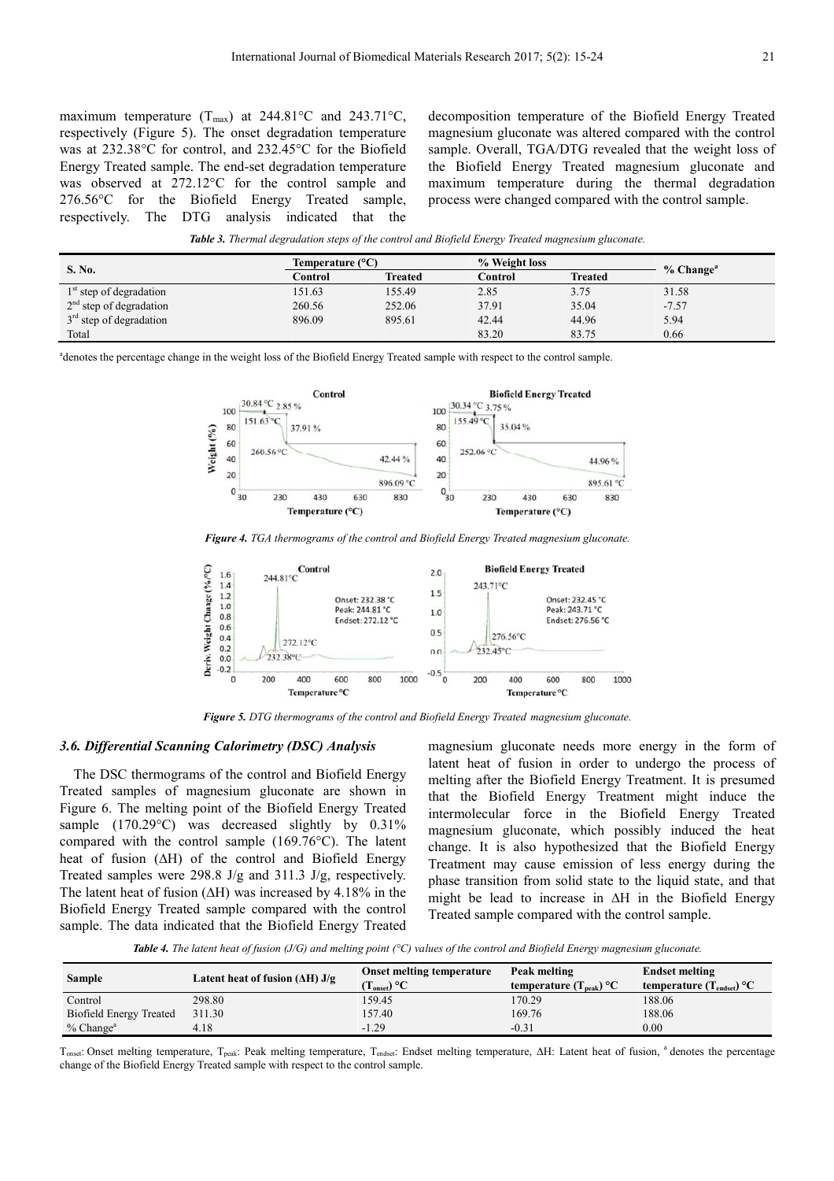maximum temperature ($T_{max}$) at 244.81°C and 243.71°C, respectively (Figure 5). The onset degradation temperature was at 232.38°C for control, and 232.45°C for the Biofield Energy Treated sample. The end-set degradation temperature was observed at 272.12°C for the control sample and 276.56°C for the Biofield Energy Treated sample, respectively. The DTG analysis indicated that the decomposition temperature of the Biofield Energy Treated magnesium gluconate was altered compared with the control sample. Overall, TGA/DTG revealed that the weight loss of the Biofield Energy Treated magnesium gluconate and maximum temperature during the thermal degradation process were changed compared with the control sample.

*Table 3. Thermal degradation steps of the control and Biofield Energy Treated magnesium gluconate.*

| S. No. | Temperature (°C) | | % Weight loss | | % Change[a] |
|---|---|---|---|---|---|
| | Control | Treated | Control | Treated | |
| 1st step of degradation | 151.63 | 155.49 | 2.85 | 3.75 | 31.58 |
| 2nd step of degradation | 260.56 | 252.06 | 37.91 | 35.04 | -7.57 |
| 3rd step of degradation | 896.09 | 895.61 | 42.44 | 44.96 | 5.94 |
| Total | | | 83.20 | 83.75 | 0.66 |

[a]denotes the percentage change in the weight loss of the Biofield Energy Treated sample with respect to the control sample.

*Figure 4. TGA thermograms of the control and Biofield Energy Treated magnesium gluconate.*

*Figure 5. DTG thermograms of the control and Biofield Energy Treated magnesium gluconate.*

### 3.6. Differential Scanning Calorimetry (DSC) Analysis

The DSC thermograms of the control and Biofield Energy Treated samples of magnesium gluconate are shown in Figure 6. The melting point of the Biofield Energy Treated sample (170.29°C) was decreased slightly by 0.31% compared with the control sample (169.76°C). The latent heat of fusion (ΔH) of the control and Biofield Energy Treated samples were 298.8 J/g and 311.3 J/g, respectively. The latent heat of fusion (ΔH) was increased by 4.18% in the Biofield Energy Treated sample compared with the control sample. The data indicated that the Biofield Energy Treated magnesium gluconate needs more energy in the form of latent heat of fusion in order to undergo the process of melting after the Biofield Energy Treatment. It is presumed that the Biofield Energy Treatment might induce the intermolecular force in the Biofield Energy Treated magnesium gluconate, which possibly induced the heat change. It is also hypothesized that the Biofield Energy Treatment may cause emission of less energy during the phase transition from solid state to the liquid state, and that might be lead to increase in ΔH in the Biofield Energy Treated sample compared with the control sample.

*Table 4. The latent heat of fusion (J/G) and melting point (°C) values of the control and Biofield Energy magnesium gluconate.*

| Sample | Latent heat of fusion (ΔH) J/g | Onset melting temperature ($T_{onset}$) °C | Peak melting temperature ($T_{peak}$) °C | Endset melting temperature ($T_{endset}$) °C |
|---|---|---|---|---|
| Control | 298.80 | 159.45 | 170.29 | 188.06 |
| Biofield Energy Treated | 311.30 | 157.40 | 169.76 | 188.06 |
| % Change[a] | 4.18 | -1.29 | -0.31 | 0.00 |

$T_{onset}$: Onset melting temperature, $T_{peak}$: Peak melting temperature, $T_{endset}$: Endset melting temperature, ΔH: Latent heat of fusion, [a] denotes the percentage change of the Biofield Energy Treated sample with respect to the control sample.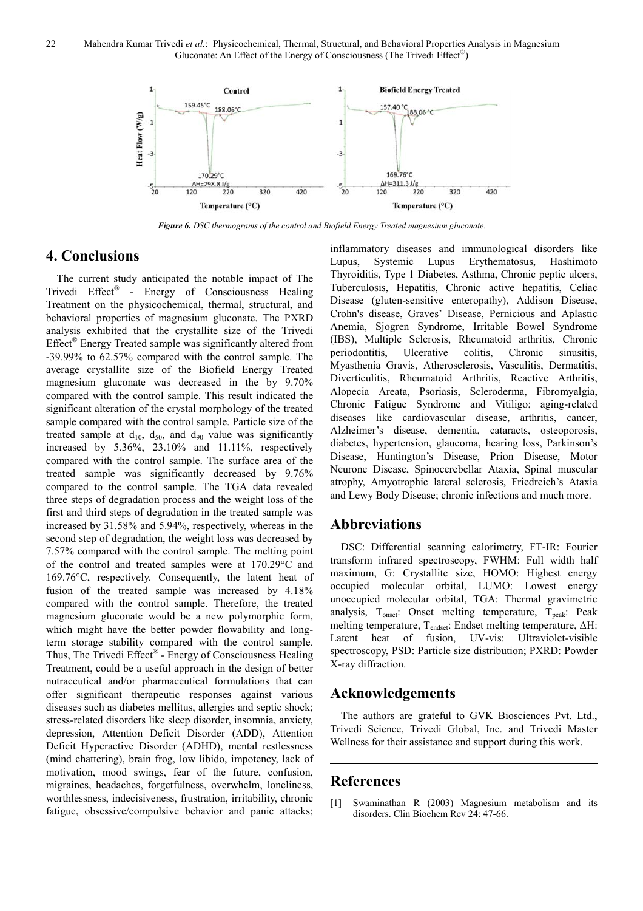Control

159.45°C

188.06°C

170.29°C

ΔH=298.8 J/g

Biofield Energy Treated

157.40 °C

188.06 °C

169.76°C

ΔH=311.3 J/g

Heat Flow (W/g)

Temperature (°C)

*Figure 6. DSC thermograms of the control and Biofield Energy Treated magnesium gluconate.*

## 4. Conclusions

The current study anticipated the notable impact of The Trivedi Effect® - Energy of Consciousness Healing Treatment on the physicochemical, thermal, structural, and behavioral properties of magnesium gluconate. The PXRD analysis exhibited that the crystallite size of the Trivedi Effect® Energy Treated sample was significantly altered from -39.99% to 62.57% compared with the control sample. The average crystallite size of the Biofield Energy Treated magnesium gluconate was decreased in the by 9.70% compared with the control sample. This result indicated the significant alteration of the crystal morphology of the treated sample compared with the control sample. Particle size of the treated sample at $d_{10}$, $d_{50}$, and $d_{90}$ value was significantly increased by 5.36%, 23.10% and 11.11%, respectively compared with the control sample. The surface area of the treated sample was significantly decreased by 9.76% compared to the control sample. The TGA data revealed three steps of degradation process and the weight loss of the first and third steps of degradation in the treated sample was increased by 31.58% and 5.94%, respectively, whereas in the second step of degradation, the weight loss was decreased by 7.57% compared with the control sample. The melting point of the control and treated samples were at 170.29°C and 169.76°C, respectively. Consequently, the latent heat of fusion of the treated sample was increased by 4.18% compared with the control sample. Therefore, the treated magnesium gluconate would be a new polymorphic form, which might have the better powder flowability and long-term storage stability compared with the control sample. Thus, The Trivedi Effect® - Energy of Consciousness Healing Treatment, could be a useful approach in the design of better nutraceutical and/or pharmaceutical formulations that can offer significant therapeutic responses against various diseases such as diabetes mellitus, allergies and septic shock; stress-related disorders like sleep disorder, insomnia, anxiety, depression, Attention Deficit Disorder (ADD), Attention Deficit Hyperactive Disorder (ADHD), mental restlessness (mind chattering), brain frog, low libido, impotency, lack of motivation, mood swings, fear of the future, confusion, migraines, headaches, forgetfulness, overwhelm, loneliness, worthlessness, indecisiveness, frustration, irritability, chronic fatigue, obsessive/compulsive behavior and panic attacks; inflammatory diseases and immunological disorders like Lupus, Systemic Lupus Erythematosus, Hashimoto Thyroiditis, Type 1 Diabetes, Asthma, Chronic peptic ulcers, Tuberculosis, Hepatitis, Chronic active hepatitis, Celiac Disease (gluten-sensitive enteropathy), Addison Disease, Crohn's disease, Graves' Disease, Pernicious and Aplastic Anemia, Sjogren Syndrome, Irritable Bowel Syndrome (IBS), Multiple Sclerosis, Rheumatoid arthritis, Chronic periodontitis, Ulcerative colitis, Chronic sinusitis, Myasthenia Gravis, Atherosclerosis, Vasculitis, Dermatitis, Diverticulitis, Rheumatoid Arthritis, Reactive Arthritis, Alopecia Areata, Psoriasis, Scleroderma, Fibromyalgia, Chronic Fatigue Syndrome and Vitiligo; aging-related diseases like cardiovascular disease, arthritis, cancer, Alzheimer's disease, dementia, cataracts, osteoporosis, diabetes, hypertension, glaucoma, hearing loss, Parkinson's Disease, Huntington's Disease, Prion Disease, Motor Neurone Disease, Spinocerebellar Ataxia, Spinal muscular atrophy, Amyotrophic lateral sclerosis, Friedreich's Ataxia and Lewy Body Disease; chronic infections and much more.

## Abbreviations

DSC: Differential scanning calorimetry, FT-IR: Fourier transform infrared spectroscopy, FWHM: Full width half maximum, G: Crystallite size, HOMO: Highest energy occupied molecular orbital, LUMO: Lowest energy unoccupied molecular orbital, TGA: Thermal gravimetric analysis, $T_{onset}$: Onset melting temperature, $T_{peak}$: Peak melting temperature, $T_{endset}$: Endset melting temperature, ΔH: Latent heat of fusion, UV-vis: Ultraviolet-visible spectroscopy, PSD: Particle size distribution; PXRD: Powder X-ray diffraction.

## Acknowledgements

The authors are grateful to GVK Biosciences Pvt. Ltd., Trivedi Science, Trivedi Global, Inc. and Trivedi Master Wellness for their assistance and support during this work.

## References

[1] Swaminathan R (2003) Magnesium metabolism and its disorders. Clin Biochem Rev 24: 47-66.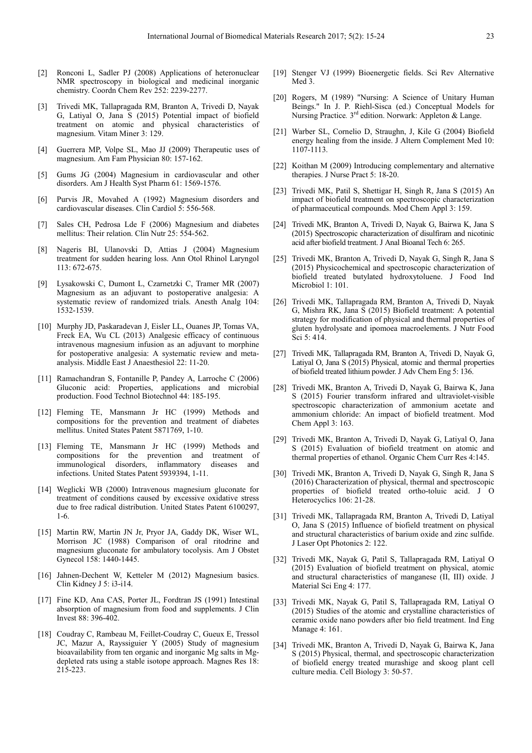[2] Ronconi L, Sadler PJ (2008) Applications of heteronuclear NMR spectroscopy in biological and medicinal inorganic chemistry. Coordn Chem Rev 252: 2239-2277.

[3] Trivedi MK, Tallapragada RM, Branton A, Trivedi D, Nayak G, Latiyal O, Jana S (2015) Potential impact of biofield treatment on atomic and physical characteristics of magnesium. Vitam Miner 3: 129.

[4] Guerrera MP, Volpe SL, Mao JJ (2009) Therapeutic uses of magnesium. Am Fam Physician 80: 157-162.

[5] Gums JG (2004) Magnesium in cardiovascular and other disorders. Am J Health Syst Pharm 61: 1569-1576.

[6] Purvis JR, Movahed A (1992) Magnesium disorders and cardiovascular diseases. Clin Cardiol 5: 556-568.

[7] Sales CH, Pedrosa Lde F (2006) Magnesium and diabetes mellitus: Their relation. Clin Nutr 25: 554-562.

[8] Nageris BI, Ulanovski D, Attias J (2004) Magnesium treatment for sudden hearing loss. Ann Otol Rhinol Laryngol 113: 672-675.

[9] Lysakowski C, Dumont L, Czarnetzki C, Tramer MR (2007) Magnesium as an adjuvant to postoperative analgesia: A systematic review of randomized trials. Anesth Analg 104: 1532-1539.

[10] Murphy JD, Paskaradevan J, Eisler LL, Ouanes JP, Tomas VA, Freck EA, Wu CL (2013) Analgesic efficacy of continuous intravenous magnesium infusion as an adjuvant to morphine for postoperative analgesia: A systematic review and meta-analysis. Middle East J Anaesthesiol 22: 11-20.

[11] Ramachandran S, Fontanille P, Pandey A, Larroche C (2006) Gluconic acid: Properties, applications and microbial production. Food Technol Biotechnol 44: 185-195.

[12] Fleming TE, Mansmann Jr HC (1999) Methods and compositions for the prevention and treatment of diabetes mellitus. United States Patent 5871769, 1-10.

[13] Fleming TE, Mansmann Jr HC (1999) Methods and compositions for the prevention and treatment of immunological disorders, inflammatory diseases and infections. United States Patent 5939394, 1-11.

[14] Weglicki WB (2000) Intravenous magnesium gluconate for treatment of conditions caused by excessive oxidative stress due to free radical distribution. United States Patent 6100297, 1-6.

[15] Martin RW, Martin JN Jr, Pryor JA, Gaddy DK, Wiser WL, Morrison JC (1988) Comparison of oral ritodrine and magnesium gluconate for ambulatory tocolysis. Am J Obstet Gynecol 158: 1440-1445.

[16] Jahnen-Dechent W, Ketteler M (2012) Magnesium basics. Clin Kidney J 5: i3-i14.

[17] Fine KD, Ana CAS, Porter JL, Fordtran JS (1991) Intestinal absorption of magnesium from food and supplements. J Clin Invest 88: 396-402.

[18] Coudray C, Rambeau M, Feillet-Coudray C, Gueux E, Tressol JC, Mazur A, Rayssiguier Y (2005) Study of magnesium bioavailability from ten organic and inorganic Mg salts in Mg-depleted rats using a stable isotope approach. Magnes Res 18: 215-223.

[19] Stenger VJ (1999) Bioenergetic fields. Sci Rev Alternative Med 3.

[20] Rogers, M (1989) "Nursing: A Science of Unitary Human Beings." In J. P. Riehl-Sisca (ed.) Conceptual Models for Nursing Practice. 3rd edition. Norwark: Appleton & Lange.

[21] Warber SL, Cornelio D, Straughn, J, Kile G (2004) Biofield energy healing from the inside. J Altern Complement Med 10: 1107-1113.

[22] Koithan M (2009) Introducing complementary and alternative therapies. J Nurse Pract 5: 18-20.

[23] Trivedi MK, Patil S, Shettigar H, Singh R, Jana S (2015) An impact of biofield treatment on spectroscopic characterization of pharmaceutical compounds. Mod Chem Appl 3: 159.

[24] Trivedi MK, Branton A, Trivedi D, Nayak G, Bairwa K, Jana S (2015) Spectroscopic characterization of disulfiram and nicotinic acid after biofield treatment. J Anal Bioanal Tech 6: 265.

[25] Trivedi MK, Branton A, Trivedi D, Nayak G, Singh R, Jana S (2015) Physicochemical and spectroscopic characterization of biofield treated butylated hydroxytoluene. J Food Ind Microbiol 1: 101.

[26] Trivedi MK, Tallapragada RM, Branton A, Trivedi D, Nayak G, Mishra RK, Jana S (2015) Biofield treatment: A potential strategy for modification of physical and thermal properties of gluten hydrolysate and ipomoea macroelements. J Nutr Food Sci 5: 414.

[27] Trivedi MK, Tallapragada RM, Branton A, Trivedi D, Nayak G, Latiyal O, Jana S (2015) Physical, atomic and thermal properties of biofield treated lithium powder. J Adv Chem Eng 5: 136.

[28] Trivedi MK, Branton A, Trivedi D, Nayak G, Bairwa K, Jana S (2015) Fourier transform infrared and ultraviolet-visible spectroscopic characterization of ammonium acetate and ammonium chloride: An impact of biofield treatment. Mod Chem Appl 3: 163.

[29] Trivedi MK, Branton A, Trivedi D, Nayak G, Latiyal O, Jana S (2015) Evaluation of biofield treatment on atomic and thermal properties of ethanol. Organic Chem Curr Res 4:145.

[30] Trivedi MK, Branton A, Trivedi D, Nayak G, Singh R, Jana S (2016) Characterization of physical, thermal and spectroscopic properties of biofield treated ortho-toluic acid. J O Heterocyclics 106: 21-28.

[31] Trivedi MK, Tallapragada RM, Branton A, Trivedi D, Latiyal O, Jana S (2015) Influence of biofield treatment on physical and structural characteristics of barium oxide and zinc sulfide. J Laser Opt Photonics 2: 122.

[32] Trivedi MK, Nayak G, Patil S, Tallapragada RM, Latiyal O (2015) Evaluation of biofield treatment on physical, atomic and structural characteristics of manganese (II, III) oxide. J Material Sci Eng 4: 177.

[33] Trivedi MK, Nayak G, Patil S, Tallapragada RM, Latiyal O (2015) Studies of the atomic and crystalline characteristics of ceramic oxide nano powders after bio field treatment. Ind Eng Manage 4: 161.

[34] Trivedi MK, Branton A, Trivedi D, Nayak G, Bairwa K, Jana S (2015) Physical, thermal, and spectroscopic characterization of biofield energy treated murashige and skoog plant cell culture media. Cell Biology 3: 50-57.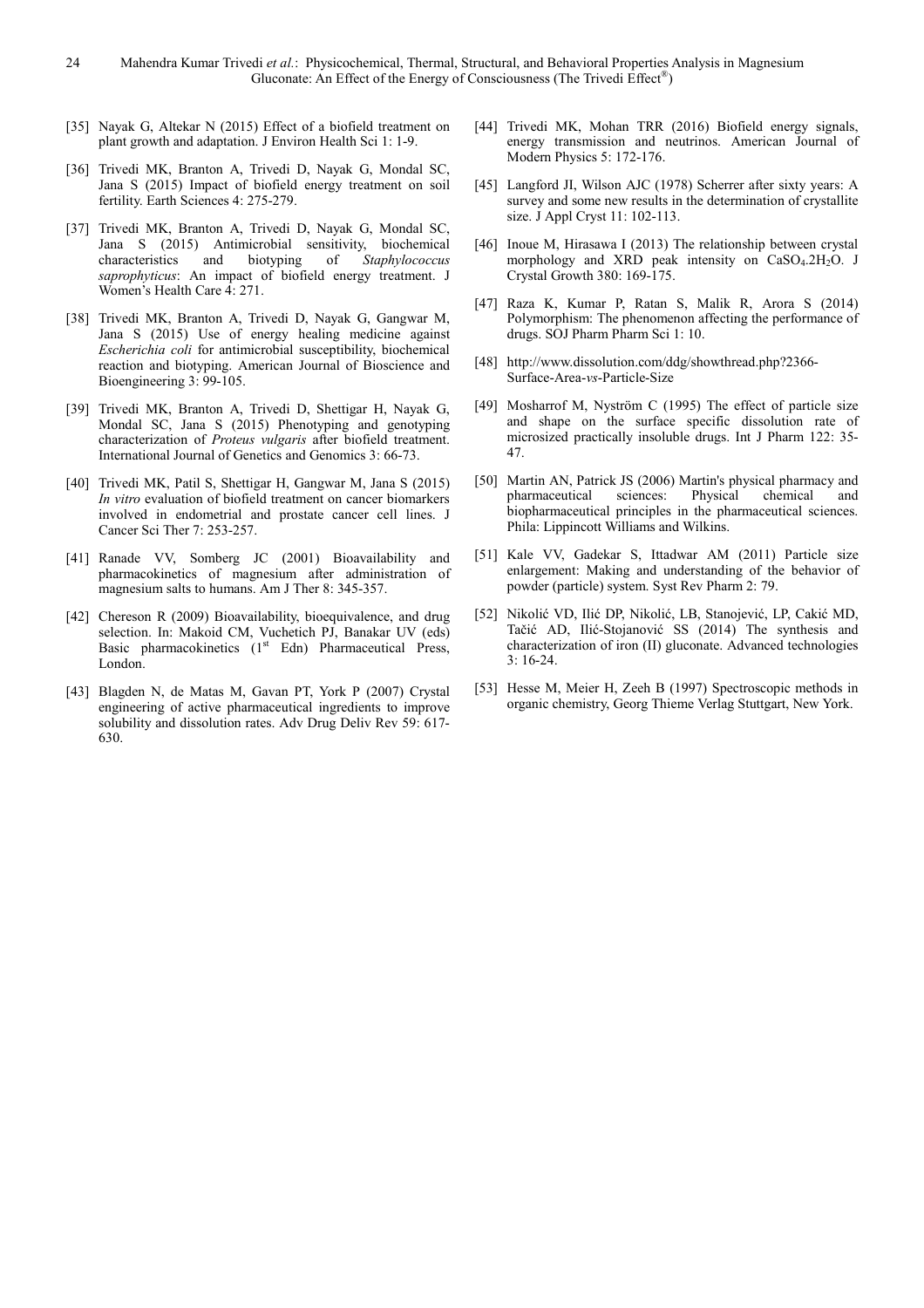[35] Nayak G, Altekar N (2015) Effect of a biofield treatment on plant growth and adaptation. J Environ Health Sci 1: 1-9.

[36] Trivedi MK, Branton A, Trivedi D, Nayak G, Mondal SC, Jana S (2015) Impact of biofield energy treatment on soil fertility. Earth Sciences 4: 275-279.

[37] Trivedi MK, Branton A, Trivedi D, Nayak G, Mondal SC, Jana S (2015) Antimicrobial sensitivity, biochemical characteristics and biotyping of *Staphylococcus saprophyticus*: An impact of biofield energy treatment. J Women's Health Care 4: 271.

[38] Trivedi MK, Branton A, Trivedi D, Nayak G, Gangwar M, Jana S (2015) Use of energy healing medicine against *Escherichia coli* for antimicrobial susceptibility, biochemical reaction and biotyping. American Journal of Bioscience and Bioengineering 3: 99-105.

[39] Trivedi MK, Branton A, Trivedi D, Shettigar H, Nayak G, Mondal SC, Jana S (2015) Phenotyping and genotyping characterization of *Proteus vulgaris* after biofield treatment. International Journal of Genetics and Genomics 3: 66-73.

[40] Trivedi MK, Patil S, Shettigar H, Gangwar M, Jana S (2015) *In vitro* evaluation of biofield treatment on cancer biomarkers involved in endometrial and prostate cancer cell lines. J Cancer Sci Ther 7: 253-257.

[41] Ranade VV, Somberg JC (2001) Bioavailability and pharmacokinetics of magnesium after administration of magnesium salts to humans. Am J Ther 8: 345-357.

[42] Chereson R (2009) Bioavailability, bioequivalence, and drug selection. In: Makoid CM, Vuchetich PJ, Banakar UV (eds) Basic pharmacokinetics (1st Edn) Pharmaceutical Press, London.

[43] Blagden N, de Matas M, Gavan PT, York P (2007) Crystal engineering of active pharmaceutical ingredients to improve solubility and dissolution rates. Adv Drug Deliv Rev 59: 617-630.

[44] Trivedi MK, Mohan TRR (2016) Biofield energy signals, energy transmission and neutrinos. American Journal of Modern Physics 5: 172-176.

[45] Langford JI, Wilson AJC (1978) Scherrer after sixty years: A survey and some new results in the determination of crystallite size. J Appl Cryst 11: 102-113.

[46] Inoue M, Hirasawa I (2013) The relationship between crystal morphology and XRD peak intensity on $CaSO_4.2H_2O$. J Crystal Growth 380: 169-175.

[47] Raza K, Kumar P, Ratan S, Malik R, Arora S (2014) Polymorphism: The phenomenon affecting the performance of drugs. SOJ Pharm Pharm Sci 1: 10.

[48] http://www.dissolution.com/ddg/showthread.php?2366-Surface-Area-*vs*-Particle-Size

[49] Mosharrof M, Nyström C (1995) The effect of particle size and shape on the surface specific dissolution rate of microsized practically insoluble drugs. Int J Pharm 122: 35-47.

[50] Martin AN, Patrick JS (2006) Martin's physical pharmacy and pharmaceutical sciences: Physical chemical and biopharmaceutical principles in the pharmaceutical sciences. Phila: Lippincott Williams and Wilkins.

[51] Kale VV, Gadekar S, Ittadwar AM (2011) Particle size enlargement: Making and understanding of the behavior of powder (particle) system. Syst Rev Pharm 2: 79.

[52] Nikolić VD, Ilić DP, Nikolić, LB, Stanojević, LP, Cakić MD, Tačić AD, Ilić-Stojanović SS (2014) The synthesis and characterization of iron (II) gluconate. Advanced technologies 3: 16-24.

[53] Hesse M, Meier H, Zeeh B (1997) Spectroscopic methods in organic chemistry, Georg Thieme Verlag Stuttgart, New York.